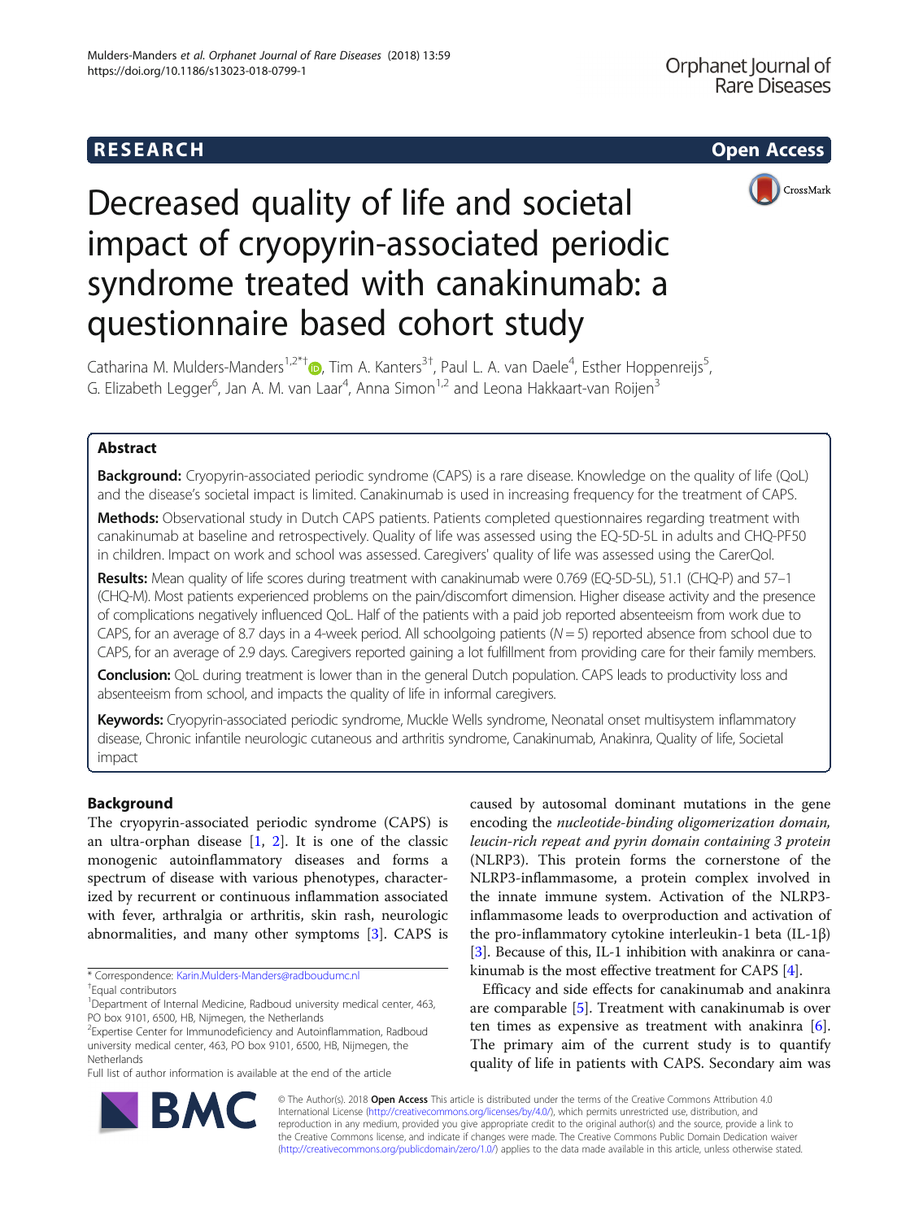# Decreased quality of life and societal impact of cryopyrin-associated periodic syndrome treated with canakinumab: a questionnaire based cohort study

Catharina M. Mulders-Manders[1,2*†], Tim A. Kanters[3†], Paul L. A. van Daele[4], Esther Hoppenreijs[5], G. Elizabeth Legger[6], Jan A. M. van Laar[4], Anna Simon[1,2] and Leona Hakkaart-van Roijen[3]

## Abstract

**Background:** Cryopyrin-associated periodic syndrome (CAPS) is a rare disease. Knowledge on the quality of life (QoL) and the disease's societal impact is limited. Canakinumab is used in increasing frequency for the treatment of CAPS.

**Methods:** Observational study in Dutch CAPS patients. Patients completed questionnaires regarding treatment with canakinumab at baseline and retrospectively. Quality of life was assessed using the EQ-5D-5L in adults and CHQ-PF50 in children. Impact on work and school was assessed. Caregivers' quality of life was assessed using the CarerQol.

**Results:** Mean quality of life scores during treatment with canakinumab were 0.769 (EQ-5D-5L), 51.1 (CHQ-P) and 57–1 (CHQ-M). Most patients experienced problems on the pain/discomfort dimension. Higher disease activity and the presence of complications negatively influenced QoL. Half of the patients with a paid job reported absenteeism from work due to CAPS, for an average of 8.7 days in a 4-week period. All schoolgoing patients ($N = 5$) reported absence from school due to CAPS, for an average of 2.9 days. Caregivers reported gaining a lot fulfillment from providing care for their family members.

**Conclusion:** QoL during treatment is lower than in the general Dutch population. CAPS leads to productivity loss and absenteeism from school, and impacts the quality of life in informal caregivers.

**Keywords:** Cryopyrin-associated periodic syndrome, Muckle Wells syndrome, Neonatal onset multisystem inflammatory disease, Chronic infantile neurologic cutaneous and arthritis syndrome, Canakinumab, Anakinra, Quality of life, Societal impact

## Background

The cryopyrin-associated periodic syndrome (CAPS) is an ultra-orphan disease [1, 2]. It is one of the classic monogenic autoinflammatory diseases and forms a spectrum of disease with various phenotypes, characterized by recurrent or continuous inflammation associated with fever, arthralgia or arthritis, skin rash, neurologic abnormalities, and many other symptoms [3]. CAPS is caused by autosomal dominant mutations in the gene encoding the *nucleotide-binding oligomerization domain, leucin-rich repeat and pyrin domain containing 3 protein* (NLRP3). This protein forms the cornerstone of the NLRP3-inflammasome, a protein complex involved in the innate immune system. Activation of the NLRP3-inflammasome leads to overproduction and activation of the pro-inflammatory cytokine interleukin-1 beta (IL-1β) [3]. Because of this, IL-1 inhibition with anakinra or canakinumab is the most effective treatment for CAPS [4].

Efficacy and side effects for canakinumab and anakinra are comparable [5]. Treatment with canakinumab is over ten times as expensive as treatment with anakinra [6]. The primary aim of the current study is to quantify quality of life in patients with CAPS. Secondary aim was

\* Correspondence: Karin.Mulders-Manders@radboudumc.nl
†Equal contributors
[1]Department of Internal Medicine, Radboud university medical center, 463, PO box 9101, 6500, HB, Nijmegen, the Netherlands
[2]Expertise Center for Immunodeficiency and Autoinflammation, Radboud university medical center, 463, PO box 9101, 6500, HB, Nijmegen, the Netherlands
Full list of author information is available at the end of the article

© The Author(s). 2018 **Open Access** This article is distributed under the terms of the Creative Commons Attribution 4.0 International License (http://creativecommons.org/licenses/by/4.0/), which permits unrestricted use, distribution, and reproduction in any medium, provided you give appropriate credit to the original author(s) and the source, provide a link to the Creative Commons license, and indicate if changes were made. The Creative Commons Public Domain Dedication waiver (http://creativecommons.org/publicdomain/zero/1.0/) applies to the data made available in this article, unless otherwise stated.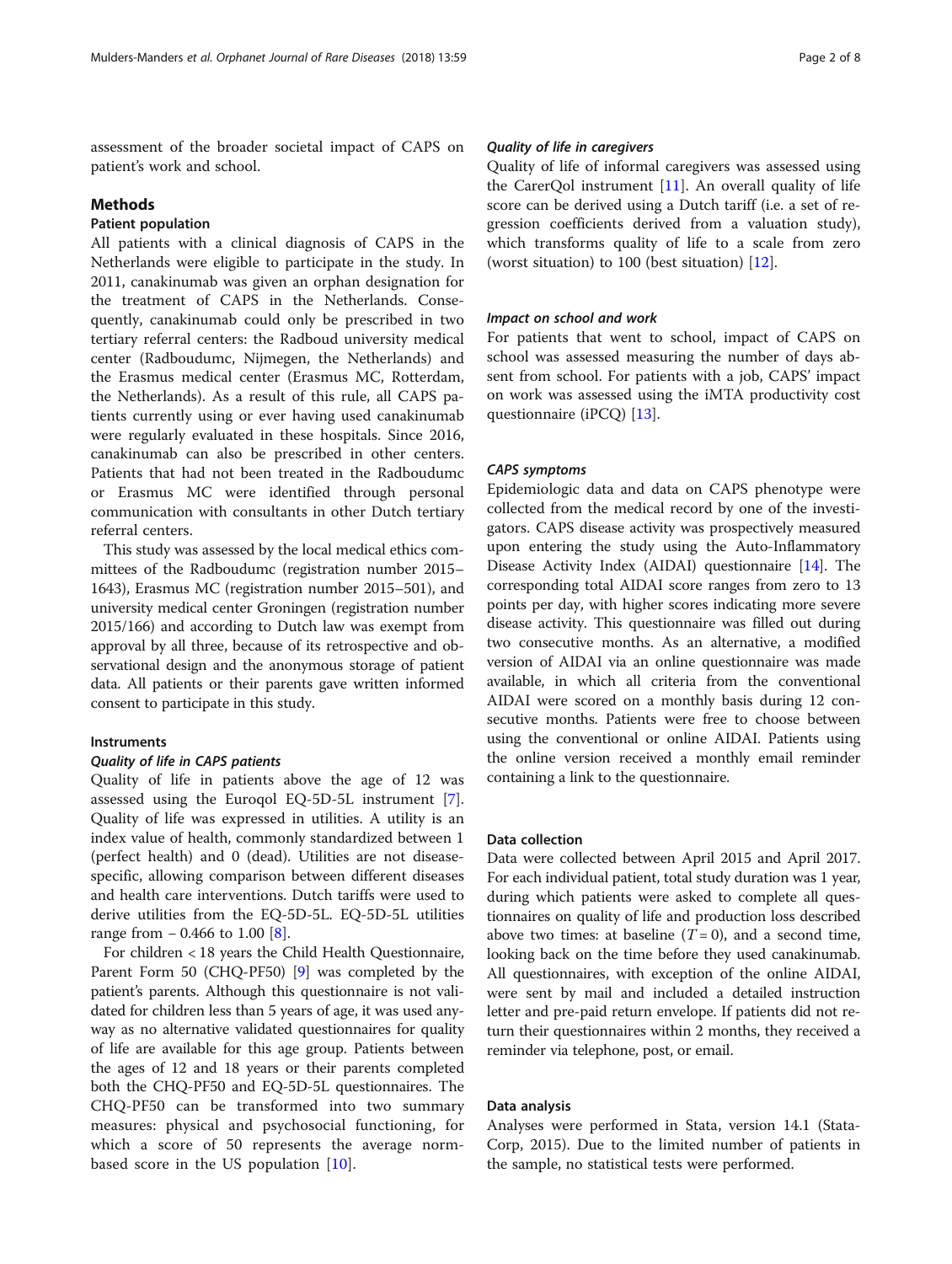assessment of the broader societal impact of CAPS on patient's work and school.

## Methods

### Patient population

All patients with a clinical diagnosis of CAPS in the Netherlands were eligible to participate in the study. In 2011, canakinumab was given an orphan designation for the treatment of CAPS in the Netherlands. Consequently, canakinumab could only be prescribed in two tertiary referral centers: the Radboud university medical center (Radboudumc, Nijmegen, the Netherlands) and the Erasmus medical center (Erasmus MC, Rotterdam, the Netherlands). As a result of this rule, all CAPS patients currently using or ever having used canakinumab were regularly evaluated in these hospitals. Since 2016, canakinumab can also be prescribed in other centers. Patients that had not been treated in the Radboudumc or Erasmus MC were identified through personal communication with consultants in other Dutch tertiary referral centers.

This study was assessed by the local medical ethics committees of the Radboudumc (registration number 2015–1643), Erasmus MC (registration number 2015–501), and university medical center Groningen (registration number 2015/166) and according to Dutch law was exempt from approval by all three, because of its retrospective and observational design and the anonymous storage of patient data. All patients or their parents gave written informed consent to participate in this study.

### Instruments

#### *Quality of life in CAPS patients*

Quality of life in patients above the age of 12 was assessed using the Euroqol EQ-5D-5L instrument [7]. Quality of life was expressed in utilities. A utility is an index value of health, commonly standardized between 1 (perfect health) and 0 (dead). Utilities are not disease-specific, allowing comparison between different diseases and health care interventions. Dutch tariffs were used to derive utilities from the EQ-5D-5L. EQ-5D-5L utilities range from – 0.466 to 1.00 [8].

For children < 18 years the Child Health Questionnaire, Parent Form 50 (CHQ-PF50) [9] was completed by the patient's parents. Although this questionnaire is not validated for children less than 5 years of age, it was used anyway as no alternative validated questionnaires for quality of life are available for this age group. Patients between the ages of 12 and 18 years or their parents completed both the CHQ-PF50 and EQ-5D-5L questionnaires. The CHQ-PF50 can be transformed into two summary measures: physical and psychosocial functioning, for which a score of 50 represents the average norm-based score in the US population [10].

#### *Quality of life in caregivers*

Quality of life of informal caregivers was assessed using the CarerQol instrument [11]. An overall quality of life score can be derived using a Dutch tariff (i.e. a set of regression coefficients derived from a valuation study), which transforms quality of life to a scale from zero (worst situation) to 100 (best situation) [12].

#### *Impact on school and work*

For patients that went to school, impact of CAPS on school was assessed measuring the number of days absent from school. For patients with a job, CAPS' impact on work was assessed using the iMTA productivity cost questionnaire (iPCQ) [13].

#### *CAPS symptoms*

Epidemiologic data and data on CAPS phenotype were collected from the medical record by one of the investigators. CAPS disease activity was prospectively measured upon entering the study using the Auto-Inflammatory Disease Activity Index (AIDAI) questionnaire [14]. The corresponding total AIDAI score ranges from zero to 13 points per day, with higher scores indicating more severe disease activity. This questionnaire was filled out during two consecutive months. As an alternative, a modified version of AIDAI via an online questionnaire was made available, in which all criteria from the conventional AIDAI were scored on a monthly basis during 12 consecutive months. Patients were free to choose between using the conventional or online AIDAI. Patients using the online version received a monthly email reminder containing a link to the questionnaire.

### Data collection

Data were collected between April 2015 and April 2017. For each individual patient, total study duration was 1 year, during which patients were asked to complete all questionnaires on quality of life and production loss described above two times: at baseline ($T = 0$), and a second time, looking back on the time before they used canakinumab. All questionnaires, with exception of the online AIDAI, were sent by mail and included a detailed instruction letter and pre-paid return envelope. If patients did not return their questionnaires within 2 months, they received a reminder via telephone, post, or email.

### Data analysis

Analyses were performed in Stata, version 14.1 (StataCorp, 2015). Due to the limited number of patients in the sample, no statistical tests were performed.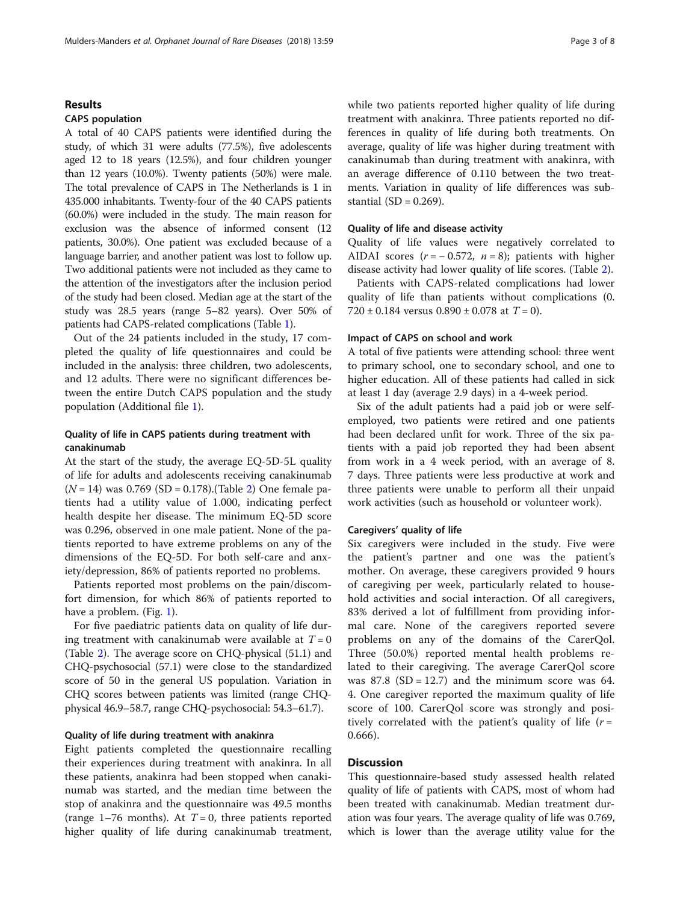## Results

### CAPS population

A total of 40 CAPS patients were identified during the study, of which 31 were adults (77.5%), five adolescents aged 12 to 18 years (12.5%), and four children younger than 12 years (10.0%). Twenty patients (50%) were male. The total prevalence of CAPS in The Netherlands is 1 in 435.000 inhabitants. Twenty-four of the 40 CAPS patients (60.0%) were included in the study. The main reason for exclusion was the absence of informed consent (12 patients, 30.0%). One patient was excluded because of a language barrier, and another patient was lost to follow up. Two additional patients were not included as they came to the attention of the investigators after the inclusion period of the study had been closed. Median age at the start of the study was 28.5 years (range 5–82 years). Over 50% of patients had CAPS-related complications (Table 1).

Out of the 24 patients included in the study, 17 completed the quality of life questionnaires and could be included in the analysis: three children, two adolescents, and 12 adults. There were no significant differences between the entire Dutch CAPS population and the study population (Additional file 1).

### Quality of life in CAPS patients during treatment with canakinumab

At the start of the study, the average EQ-5D-5L quality of life for adults and adolescents receiving canakinumab ($N = 14$) was 0.769 (SD = 0.178).(Table 2) One female patients had a utility value of 1.000, indicating perfect health despite her disease. The minimum EQ-5D score was 0.296, observed in one male patient. None of the patients reported to have extreme problems on any of the dimensions of the EQ-5D. For both self-care and anxiety/depression, 86% of patients reported no problems.

Patients reported most problems on the pain/discomfort dimension, for which 86% of patients reported to have a problem. (Fig. 1).

For five paediatric patients data on quality of life during treatment with canakinumab were available at $T = 0$ (Table 2). The average score on CHQ-physical (51.1) and CHQ-psychosocial (57.1) were close to the standardized score of 50 in the general US population. Variation in CHQ scores between patients was limited (range CHQ-physical 46.9–58.7, range CHQ-psychosocial: 54.3–61.7).

### Quality of life during treatment with anakinra

Eight patients completed the questionnaire recalling their experiences during treatment with anakinra. In all these patients, anakinra had been stopped when canakinumab was started, and the median time between the stop of anakinra and the questionnaire was 49.5 months (range 1–76 months). At $T = 0$, three patients reported higher quality of life during canakinumab treatment, while two patients reported higher quality of life during treatment with anakinra. Three patients reported no differences in quality of life during both treatments. On average, quality of life was higher during treatment with canakinumab than during treatment with anakinra, with an average difference of 0.110 between the two treatments. Variation in quality of life differences was substantial (SD = 0.269).

### Quality of life and disease activity

Quality of life values were negatively correlated to AIDAI scores ($r = -0.572$, $n = 8$); patients with higher disease activity had lower quality of life scores. (Table 2).

Patients with CAPS-related complications had lower quality of life than patients without complications (0.720 ± 0.184 versus 0.890 ± 0.078 at $T = 0$).

### Impact of CAPS on school and work

A total of five patients were attending school: three went to primary school, one to secondary school, and one to higher education. All of these patients had called in sick at least 1 day (average 2.9 days) in a 4-week period.

Six of the adult patients had a paid job or were self-employed, two patients were retired and one patients had been declared unfit for work. Three of the six patients with a paid job reported they had been absent from work in a 4 week period, with an average of 8.7 days. Three patients were less productive at work and three patients were unable to perform all their unpaid work activities (such as household or volunteer work).

### Caregivers' quality of life

Six caregivers were included in the study. Five were the patient's partner and one was the patient's mother. On average, these caregivers provided 9 hours of caregiving per week, particularly related to household activities and social interaction. Of all caregivers, 83% derived a lot of fulfillment from providing informal care. None of the caregivers reported severe problems on any of the domains of the CarerQol. Three (50.0%) reported mental health problems related to their caregiving. The average CarerQol score was 87.8 (SD = 12.7) and the minimum score was 64.4. One caregiver reported the maximum quality of life score of 100. CarerQol score was strongly and positively correlated with the patient's quality of life ($r = 0.666$).

## Discussion

This questionnaire-based study assessed health related quality of life of patients with CAPS, most of whom had been treated with canakinumab. Median treatment duration was four years. The average quality of life was 0.769, which is lower than the average utility value for the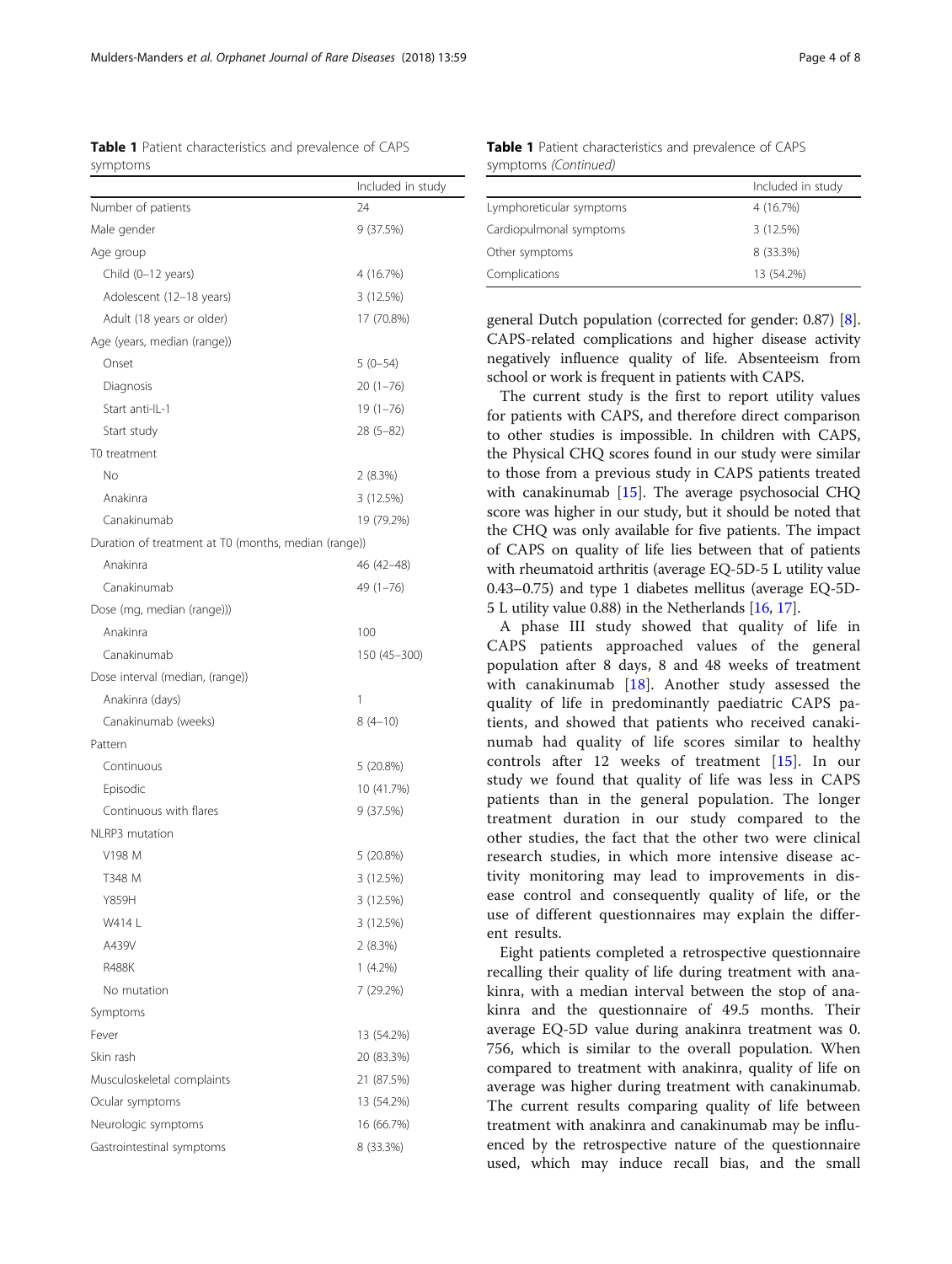**Table 1** Patient characteristics and prevalence of CAPS symptoms

| | Included in study |
|---|---|
| Number of patients | 24 |
| Male gender | 9 (37.5%) |
| Age group | |
| Child (0–12 years) | 4 (16.7%) |
| Adolescent (12–18 years) | 3 (12.5%) |
| Adult (18 years or older) | 17 (70.8%) |
| Age (years, median (range)) | |
| Onset | 5 (0–54) |
| Diagnosis | 20 (1–76) |
| Start anti-IL-1 | 19 (1–76) |
| Start study | 28 (5–82) |
| T0 treatment | |
| No | 2 (8.3%) |
| Anakinra | 3 (12.5%) |
| Canakinumab | 19 (79.2%) |
| Duration of treatment at T0 (months, median (range)) | |
| Anakinra | 46 (42–48) |
| Canakinumab | 49 (1–76) |
| Dose (mg, median (range))) | |
| Anakinra | 100 |
| Canakinumab | 150 (45–300) |
| Dose interval (median, (range)) | |
| Anakinra (days) | 1 |
| Canakinumab (weeks) | 8 (4–10) |
| Pattern | |
| Continuous | 5 (20.8%) |
| Episodic | 10 (41.7%) |
| Continuous with flares | 9 (37.5%) |
| NLRP3 mutation | |
| V198 M | 5 (20.8%) |
| T348 M | 3 (12.5%) |
| Y859H | 3 (12.5%) |
| W414 L | 3 (12.5%) |
| A439V | 2 (8.3%) |
| R488K | 1 (4.2%) |
| No mutation | 7 (29.2%) |
| Symptoms | |
| Fever | 13 (54.2%) |
| Skin rash | 20 (83.3%) |
| Musculoskeletal complaints | 21 (87.5%) |
| Ocular symptoms | 13 (54.2%) |
| Neurologic symptoms | 16 (66.7%) |
| Gastrointestinal symptoms | 8 (33.3%) |
| Lymphoreticular symptoms | 4 (16.7%) |
| Cardiopulmonal symptoms | 3 (12.5%) |
| Other symptoms | 8 (33.3%) |
| Complications | 13 (54.2%) |

general Dutch population (corrected for gender: 0.87) [8]. CAPS-related complications and higher disease activity negatively influence quality of life. Absenteeism from school or work is frequent in patients with CAPS.

The current study is the first to report utility values for patients with CAPS, and therefore direct comparison to other studies is impossible. In children with CAPS, the Physical CHQ scores found in our study were similar to those from a previous study in CAPS patients treated with canakinumab [15]. The average psychosocial CHQ score was higher in our study, but it should be noted that the CHQ was only available for five patients. The impact of CAPS on quality of life lies between that of patients with rheumatoid arthritis (average EQ-5D-5 L utility value 0.43–0.75) and type 1 diabetes mellitus (average EQ-5D-5 L utility value 0.88) in the Netherlands [16, 17].

A phase III study showed that quality of life in CAPS patients approached values of the general population after 8 days, 8 and 48 weeks of treatment with canakinumab [18]. Another study assessed the quality of life in predominantly paediatric CAPS patients, and showed that patients who received canakinumab had quality of life scores similar to healthy controls after 12 weeks of treatment [15]. In our study we found that quality of life was less in CAPS patients than in the general population. The longer treatment duration in our study compared to the other studies, the fact that the other two were clinical research studies, in which more intensive disease activity monitoring may lead to improvements in disease control and consequently quality of life, or the use of different questionnaires may explain the different results.

Eight patients completed a retrospective questionnaire recalling their quality of life during treatment with anakinra, with a median interval between the stop of anakinra and the questionnaire of 49.5 months. Their average EQ-5D value during anakinra treatment was 0.756, which is similar to the overall population. When compared to treatment with anakinra, quality of life on average was higher during treatment with canakinumab. The current results comparing quality of life between treatment with anakinra and canakinumab may be influenced by the retrospective nature of the questionnaire used, which may induce recall bias, and the small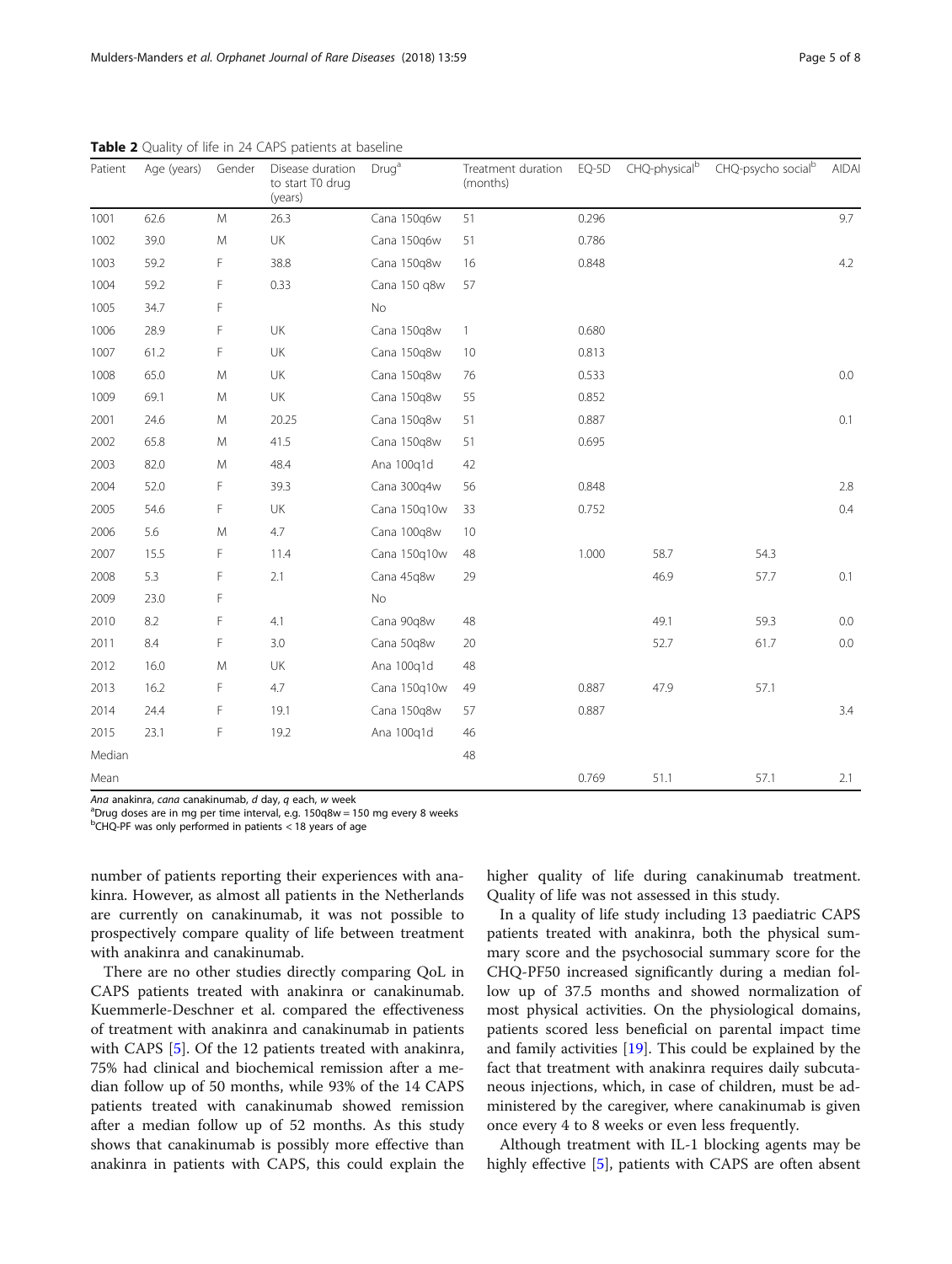**Table 2** Quality of life in 24 CAPS patients at baseline

| Patient | Age (years) | Gender | Disease duration to start T0 drug (years) | Drug[a] | Treatment duration (months) | EQ-5D | CHQ-physical[b] | CHQ-psycho social[b] | AIDAI |
|---|---|---|---|---|---|---|---|---|---|
| 1001 | 62.6 | M | 26.3 | Cana 150q6w | 51 | 0.296 | | | 9.7 |
| 1002 | 39.0 | M | UK | Cana 150q6w | 51 | 0.786 | | | |
| 1003 | 59.2 | F | 38.8 | Cana 150q8w | 16 | 0.848 | | | 4.2 |
| 1004 | 59.2 | F | 0.33 | Cana 150 q8w | 57 | | | | |
| 1005 | 34.7 | F | | No | | | | | |
| 1006 | 28.9 | F | UK | Cana 150q8w | 1 | 0.680 | | | |
| 1007 | 61.2 | F | UK | Cana 150q8w | 10 | 0.813 | | | |
| 1008 | 65.0 | M | UK | Cana 150q8w | 76 | 0.533 | | | 0.0 |
| 1009 | 69.1 | M | UK | Cana 150q8w | 55 | 0.852 | | | |
| 2001 | 24.6 | M | 20.25 | Cana 150q8w | 51 | 0.887 | | | 0.1 |
| 2002 | 65.8 | M | 41.5 | Cana 150q8w | 51 | 0.695 | | | |
| 2003 | 82.0 | M | 48.4 | Ana 100q1d | 42 | | | | |
| 2004 | 52.0 | F | 39.3 | Cana 300q4w | 56 | 0.848 | | | 2.8 |
| 2005 | 54.6 | F | UK | Cana 150q10w | 33 | 0.752 | | | 0.4 |
| 2006 | 5.6 | M | 4.7 | Cana 100q8w | 10 | | | | |
| 2007 | 15.5 | F | 11.4 | Cana 150q10w | 48 | 1.000 | 58.7 | 54.3 | |
| 2008 | 5.3 | F | 2.1 | Cana 45q8w | 29 | | 46.9 | 57.7 | 0.1 |
| 2009 | 23.0 | F | | No | | | | | |
| 2010 | 8.2 | F | 4.1 | Cana 90q8w | 48 | | 49.1 | 59.3 | 0.0 |
| 2011 | 8.4 | F | 3.0 | Cana 50q8w | 20 | | 52.7 | 61.7 | 0.0 |
| 2012 | 16.0 | M | UK | Ana 100q1d | 48 | | | | |
| 2013 | 16.2 | F | 4.7 | Cana 150q10w | 49 | 0.887 | 47.9 | 57.1 | |
| 2014 | 24.4 | F | 19.1 | Cana 150q8w | 57 | 0.887 | | | 3.4 |
| 2015 | 23.1 | F | 19.2 | Ana 100q1d | 46 | | | | |
| Median | | | | | 48 | | | | |
| Mean | | | | | | 0.769 | 51.1 | 57.1 | 2.1 |

*Ana* anakinra, *cana* canakinumab, *d* day, *q* each, *w* week
[a]Drug doses are in mg per time interval, e.g. 150q8w = 150 mg every 8 weeks
[b]CHQ-PF was only performed in patients < 18 years of age

number of patients reporting their experiences with anakinra. However, as almost all patients in the Netherlands are currently on canakinumab, it was not possible to prospectively compare quality of life between treatment with anakinra and canakinumab.

There are no other studies directly comparing QoL in CAPS patients treated with anakinra or canakinumab. Kuemmerle-Deschner et al. compared the effectiveness of treatment with anakinra and canakinumab in patients with CAPS [5]. Of the 12 patients treated with anakinra, 75% had clinical and biochemical remission after a median follow up of 50 months, while 93% of the 14 CAPS patients treated with canakinumab showed remission after a median follow up of 52 months. As this study shows that canakinumab is possibly more effective than anakinra in patients with CAPS, this could explain the higher quality of life during canakinumab treatment. Quality of life was not assessed in this study.

In a quality of life study including 13 paediatric CAPS patients treated with anakinra, both the physical summary score and the psychosocial summary score for the CHQ-PF50 increased significantly during a median follow up of 37.5 months and showed normalization of most physical activities. On the physiological domains, patients scored less beneficial on parental impact time and family activities [19]. This could be explained by the fact that treatment with anakinra requires daily subcutaneous injections, which, in case of children, must be administered by the caregiver, where canakinumab is given once every 4 to 8 weeks or even less frequently.

Although treatment with IL-1 blocking agents may be highly effective [5], patients with CAPS are often absent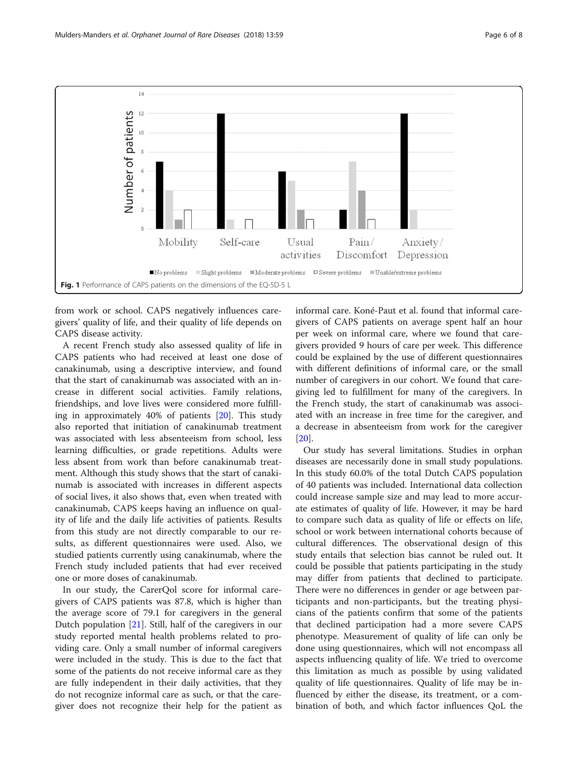14
12
10
8
6
4
2
0

Number of patients

Mobility
Self-care
Usual activities
Pain / Discomfort
Anxiety / Depression

■ No problems ■ Slight problems ■ Moderate problems □ Severe problems ■ Unable/extreme problems

**Fig. 1** Performance of CAPS patients on the dimensions of the EQ-5D-5 L

from work or school. CAPS negatively influences caregivers' quality of life, and their quality of life depends on CAPS disease activity.

A recent French study also assessed quality of life in CAPS patients who had received at least one dose of canakinumab, using a descriptive interview, and found that the start of canakinumab was associated with an increase in different social activities. Family relations, friendships, and love lives were considered more fulfilling in approximately 40% of patients [20]. This study also reported that initiation of canakinumab treatment was associated with less absenteeism from school, less learning difficulties, or grade repetitions. Adults were less absent from work than before canakinumab treatment. Although this study shows that the start of canakinumab is associated with increases in different aspects of social lives, it also shows that, even when treated with canakinumab, CAPS keeps having an influence on quality of life and the daily life activities of patients. Results from this study are not directly comparable to our results, as different questionnaires were used. Also, we studied patients currently using canakinumab, where the French study included patients that had ever received one or more doses of canakinumab.

In our study, the CarerQol score for informal caregivers of CAPS patients was 87.8, which is higher than the average score of 79.1 for caregivers in the general Dutch population [21]. Still, half of the caregivers in our study reported mental health problems related to providing care. Only a small number of informal caregivers were included in the study. This is due to the fact that some of the patients do not receive informal care as they are fully independent in their daily activities, that they do not recognize informal care as such, or that the caregiver does not recognize their help for the patient as informal care. Koné-Paut et al. found that informal caregivers of CAPS patients on average spent half an hour per week on informal care, where we found that caregivers provided 9 hours of care per week. This difference could be explained by the use of different questionnaires with different definitions of informal care, or the small number of caregivers in our cohort. We found that caregiving led to fulfillment for many of the caregivers. In the French study, the start of canakinumab was associated with an increase in free time for the caregiver, and a decrease in absenteeism from work for the caregiver [20].

Our study has several limitations. Studies in orphan diseases are necessarily done in small study populations. In this study 60.0% of the total Dutch CAPS population of 40 patients was included. International data collection could increase sample size and may lead to more accurate estimates of quality of life. However, it may be hard to compare such data as quality of life or effects on life, school or work between international cohorts because of cultural differences. The observational design of this study entails that selection bias cannot be ruled out. It could be possible that patients participating in the study may differ from patients that declined to participate. There were no differences in gender or age between participants and non-participants, but the treating physicians of the patients confirm that some of the patients that declined participation had a more severe CAPS phenotype. Measurement of quality of life can only be done using questionnaires, which will not encompass all aspects influencing quality of life. We tried to overcome this limitation as much as possible by using validated quality of life questionnaires. Quality of life may be influenced by either the disease, its treatment, or a combination of both, and which factor influences QoL the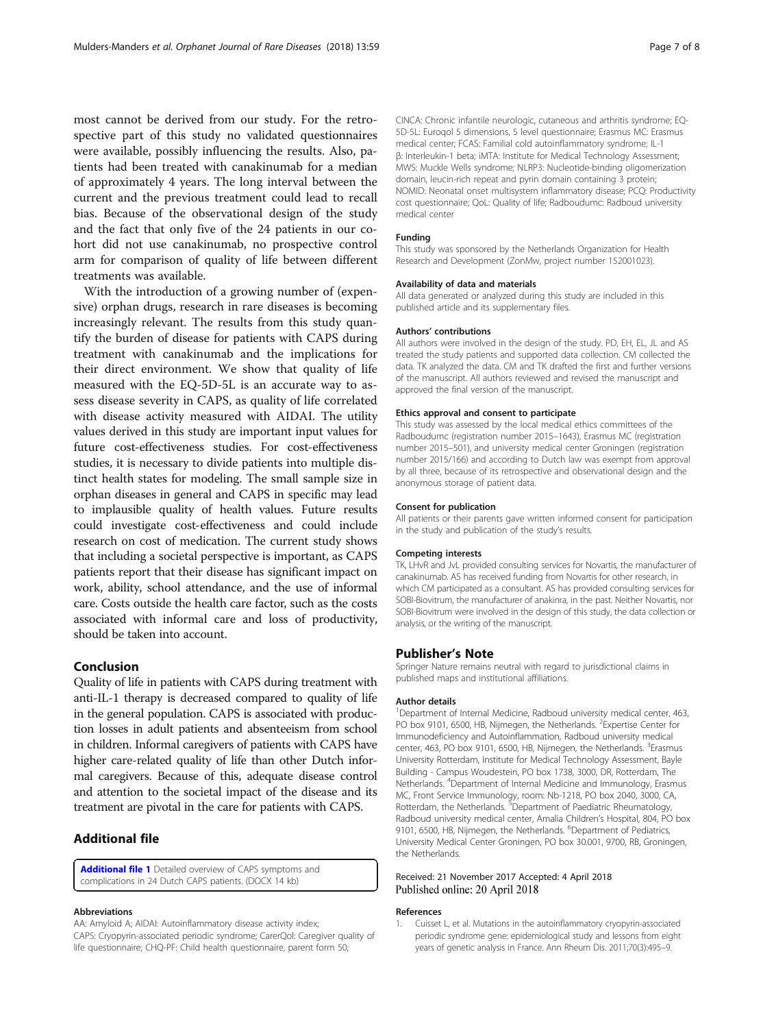most cannot be derived from our study. For the retrospective part of this study no validated questionnaires were available, possibly influencing the results. Also, patients had been treated with canakinumab for a median of approximately 4 years. The long interval between the current and the previous treatment could lead to recall bias. Because of the observational design of the study and the fact that only five of the 24 patients in our cohort did not use canakinumab, no prospective control arm for comparison of quality of life between different treatments was available.

With the introduction of a growing number of (expensive) orphan drugs, research in rare diseases is becoming increasingly relevant. The results from this study quantify the burden of disease for patients with CAPS during treatment with canakinumab and the implications for their direct environment. We show that quality of life measured with the EQ-5D-5L is an accurate way to assess disease severity in CAPS, as quality of life correlated with disease activity measured with AIDAI. The utility values derived in this study are important input values for future cost-effectiveness studies. For cost-effectiveness studies, it is necessary to divide patients into multiple distinct health states for modeling. The small sample size in orphan diseases in general and CAPS in specific may lead to implausible quality of health values. Future results could investigate cost-effectiveness and could include research on cost of medication. The current study shows that including a societal perspective is important, as CAPS patients report that their disease has significant impact on work, ability, school attendance, and the use of informal care. Costs outside the health care factor, such as the costs associated with informal care and loss of productivity, should be taken into account.

## Conclusion

Quality of life in patients with CAPS during treatment with anti-IL-1 therapy is decreased compared to quality of life in the general population. CAPS is associated with production losses in adult patients and absenteeism from school in children. Informal caregivers of patients with CAPS have higher care-related quality of life than other Dutch informal caregivers. Because of this, adequate disease control and attention to the societal impact of the disease and its treatment are pivotal in the care for patients with CAPS.

## Additional file

**Additional file 1** Detailed overview of CAPS symptoms and complications in 24 Dutch CAPS patients. (DOCX 14 kb)

#### Abbreviations

AA: Amyloid A; AIDAI: Autoinflammatory disease activity index; CAPS: Cryopyrin-associated periodic syndrome; CarerQol: Caregiver quality of life questionnaire; CHQ-PF: Child health questionnaire, parent form 50; CINCA: Chronic infantile neurologic, cutaneous and arthritis syndrome; EQ-5D-5L: Euroqol 5 dimensions, 5 level questionnaire; Erasmus MC: Erasmus medical center; FCAS: Familial cold autoinflammatory syndrome; IL-1 β: Interleukin-1 beta; iMTA: Institute for Medical Technology Assessment; MWS: Muckle Wells syndrome; NLRP3: Nucleotide-binding oligomerization domain, leucin-rich repeat and pyrin domain containing 3 protein; NOMID: Neonatal onset multisystem inflammatory disease; PCQ: Productivity cost questionnaire; QoL: Quality of life; Radboudumc: Radboud university medical center

#### Funding

This study was sponsored by the Netherlands Organization for Health Research and Development (ZonMw, project number 152001023).

#### Availability of data and materials

All data generated or analyzed during this study are included in this published article and its supplementary files.

#### Authors' contributions

All authors were involved in the design of the study. PD, EH, EL, JL and AS treated the study patients and supported data collection. CM collected the data. TK analyzed the data. CM and TK drafted the first and further versions of the manuscript. All authors reviewed and revised the manuscript and approved the final version of the manuscript.

#### Ethics approval and consent to participate

This study was assessed by the local medical ethics committees of the Radboudumc (registration number 2015–1643), Erasmus MC (registration number 2015–501), and university medical center Groningen (registration number 2015/166) and according to Dutch law was exempt from approval by all three, because of its retrospective and observational design and the anonymous storage of patient data.

#### Consent for publication

All patients or their parents gave written informed consent for participation in the study and publication of the study's results.

#### Competing interests

TK, LHvR and JvL provided consulting services for Novartis, the manufacturer of canakinumab. AS has received funding from Novartis for other research, in which CM participated as a consultant. AS has provided consulting services for SOBI-Biovitrum, the manufacturer of anakinra, in the past. Neither Novartis, nor SOBI-Biovitrum were involved in the design of this study, the data collection or analysis, or the writing of the manuscript.

## Publisher's Note

Springer Nature remains neutral with regard to jurisdictional claims in published maps and institutional affiliations.

#### Author details

[1]Department of Internal Medicine, Radboud university medical center, 463, PO box 9101, 6500, HB, Nijmegen, the Netherlands. [2]Expertise Center for Immunodeficiency and Autoinflammation, Radboud university medical center, 463, PO box 9101, 6500, HB, Nijmegen, the Netherlands. [3]Erasmus University Rotterdam, Institute for Medical Technology Assessment, Bayle Building - Campus Woudestein, PO box 1738, 3000, DR, Rotterdam, The Netherlands. [4]Department of Internal Medicine and Immunology, Erasmus MC, Front Service Immunology, room: Nb-1218, PO box 2040, 3000, CA, Rotterdam, the Netherlands. [5]Department of Paediatric Rheumatology, Radboud university medical center, Amalia Children's Hospital, 804, PO box 9101, 6500, HB, Nijmegen, the Netherlands. [6]Department of Pediatrics, University Medical Center Groningen, PO box 30.001, 9700, RB, Groningen, the Netherlands.

Received: 21 November 2017 Accepted: 4 April 2018
Published online: 20 April 2018

#### References

1. Cuisset L, et al. Mutations in the autoinflammatory cryopyrin-associated periodic syndrome gene: epidemiological study and lessons from eight years of genetic analysis in France. Ann Rheum Dis. 2011;70(3):495–9.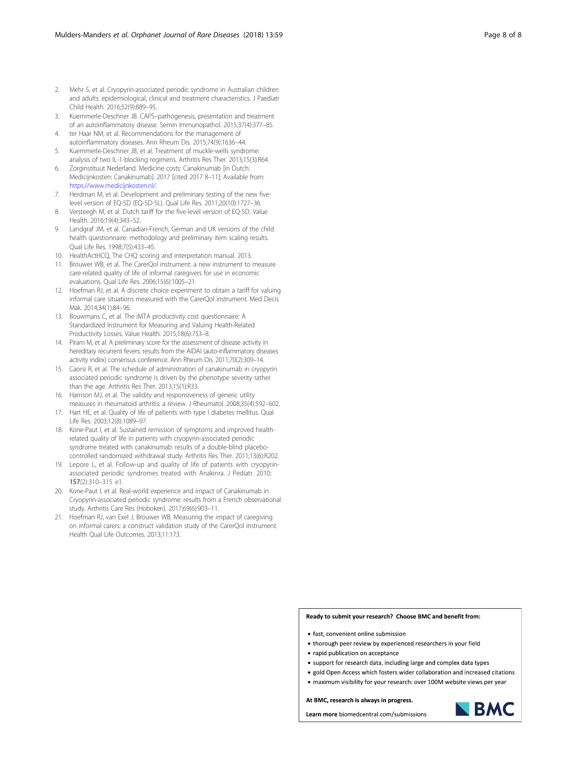2. Mehr S, et al. Cryopyrin-associated periodic syndrome in Australian children and adults: epidemiological, clinical and treatment characteristics. J Paediatr Child Health. 2016;52(9):889–95.
3. Kuemmerle-Deschner JB. CAPS–pathogenesis, presentation and treatment of an autoinflammatory disease. Semin Immunopathol. 2015;37(4):377–85.
4. ter Haar NM, et al. Recommendations for the management of autoinflammatory diseases. Ann Rheum Dis. 2015;74(9):1636–44.
5. Kuemmerle-Deschner JB, et al. Treatment of muckle-wells syndrome: analysis of two IL-1-blocking regimens. Arthritis Res Ther. 2013;15(3):R64.
6. Zorginstituut Nederland. Medicine costs: Canakinumab [in Dutch: Medicijnkosten: Canakinumab]. 2017 [cited 2017 8–11]; Available from: https://www.medicijnkosten.nl/.
7. Herdman M, et al. Development and preliminary testing of the new five-level version of EQ-5D (EQ-5D-5L). Qual Life Res. 2011;20(10):1727–36.
8. Versteegh M, et al. Dutch tariff for the five-level version of EQ-5D. Value Health. 2016;19(4):343–52.
9. Landgraf JM, et al. Canadian-French, German and UK versions of the child health questionnaire: methodology and preliminary item scaling results. Qual Life Res. 1998;7(5):433–45.
10. HealthActHCQ, The CHQ scoring and interpretation manual. 2013.
11. Brouwer WB, et al. The CarerQol instrument: a new instrument to measure care-related quality of life of informal caregivers for use in economic evaluations. Qual Life Res. 2006;15(6):1005–21.
12. Hoefman RJ, et al. A discrete choice experiment to obtain a tariff for valuing informal care situations measured with the CarerQol instrument. Med Decis Mak. 2014;34(1):84–96.
13. Bouwmans C, et al. The iMTA productivity cost questionnaire: A Standardized Instrument for Measuring and Valuing Health-Related Productivity Losses. Value Health. 2015;18(6):753–8.
14. Piram M, et al. A preliminary score for the assessment of disease activity in hereditary recurrent fevers: results from the AIDAI (auto-inflammatory diseases activity index) consensus conference. Ann Rheum Dis. 2011;70(2):309–14.
15. Caorsi R, et al. The schedule of administration of canakinumab in cryopyrin associated periodic syndrome is driven by the phenotype severity rather than the age. Arthritis Res Ther. 2013;15(1):R33.
16. Harrison MJ, et al. The validity and responsiveness of generic utility measures in rheumatoid arthritis: a review. J Rheumatol. 2008;35(4):592–602.
17. Hart HE, et al. Quality of life of patients with type I diabetes mellitus. Qual Life Res. 2003;12(8):1089–97.
18. Kone-Paut I, et al. Sustained remission of symptoms and improved health-related quality of life in patients with cryopyrin-associated periodic syndrome treated with canakinumab: results of a double-blind placebo-controlled randomized withdrawal study. Arthritis Res Ther. 2011;13(6):R202.
19. Lepore L, et al. Follow-up and quality of life of patients with cryopyrin-associated periodic syndromes treated with Anakinra. J Pediatr. 2010; **157**(2):310–315 e1.
20. Kone-Paut I, et al. Real-world experience and impact of Canakinumab in Cryopyrin-associated periodic syndrome: results from a French observational study. Arthritis Care Res (Hoboken). 2017;69(6):903–11.
21. Hoefman RJ, van Exel J, Brouwer WB. Measuring the impact of caregiving on informal carers: a construct validation study of the CarerQol instrument. Health Qual Life Outcomes. 2013;11:173.

**Ready to submit your research? Choose BMC and benefit from:**

- fast, convenient online submission
- thorough peer review by experienced researchers in your field
- rapid publication on acceptance
- support for research data, including large and complex data types
- gold Open Access which fosters wider collaboration and increased citations
- maximum visibility for your research: over 100M website views per year

**At BMC, research is always in progress.**

**Learn more** biomedcentral.com/submissions

BMC